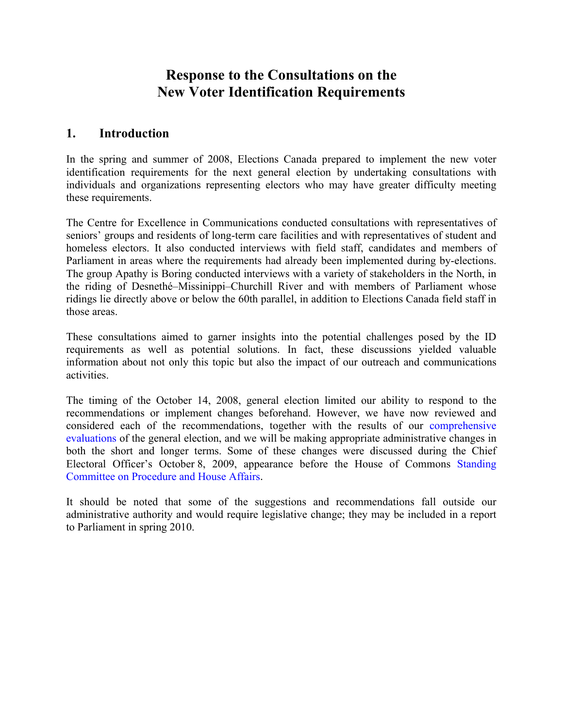# Response to the Consultations on the New Voter Identification Requirements

## 1. Introduction

In the spring and summer of 2008, Elections Canada prepared to implement the new voter identification requirements for the next general election by undertaking consultations with individuals and organizations representing electors who may have greater difficulty meeting these requirements.

The Centre for Excellence in Communications conducted consultations with representatives of seniors' groups and residents of long-term care facilities and with representatives of student and homeless electors. It also conducted interviews with field staff, candidates and members of Parliament in areas where the requirements had already been implemented during by-elections. The group Apathy is Boring conducted interviews with a variety of stakeholders in the North, in the riding of Desnethé–Missinippi–Churchill River and with members of Parliament whose ridings lie directly above or below the 60th parallel, in addition to Elections Canada field staff in those areas.

These consultations aimed to garner insights into the potential challenges posed by the ID requirements as well as potential solutions. In fact, these discussions yielded valuable information about not only this topic but also the impact of our outreach and communications activities.

The timing of the October 14, 2008, general election limited our ability to respond to the recommendations or implement changes beforehand. However, we have now reviewed and considered each of the recommendations, together with the results of our comprehensive evaluations of the general election, and we will be making appropriate administrative changes in both the short and longer terms. Some of these changes were discussed during the Chief Electoral Officer's October 8, 2009, appearance before the House of Commons Standing Committee on Procedure and House Affairs.

It should be noted that some of the suggestions and recommendations fall outside our administrative authority and would require legislative change; they may be included in a report to Parliament in spring 2010.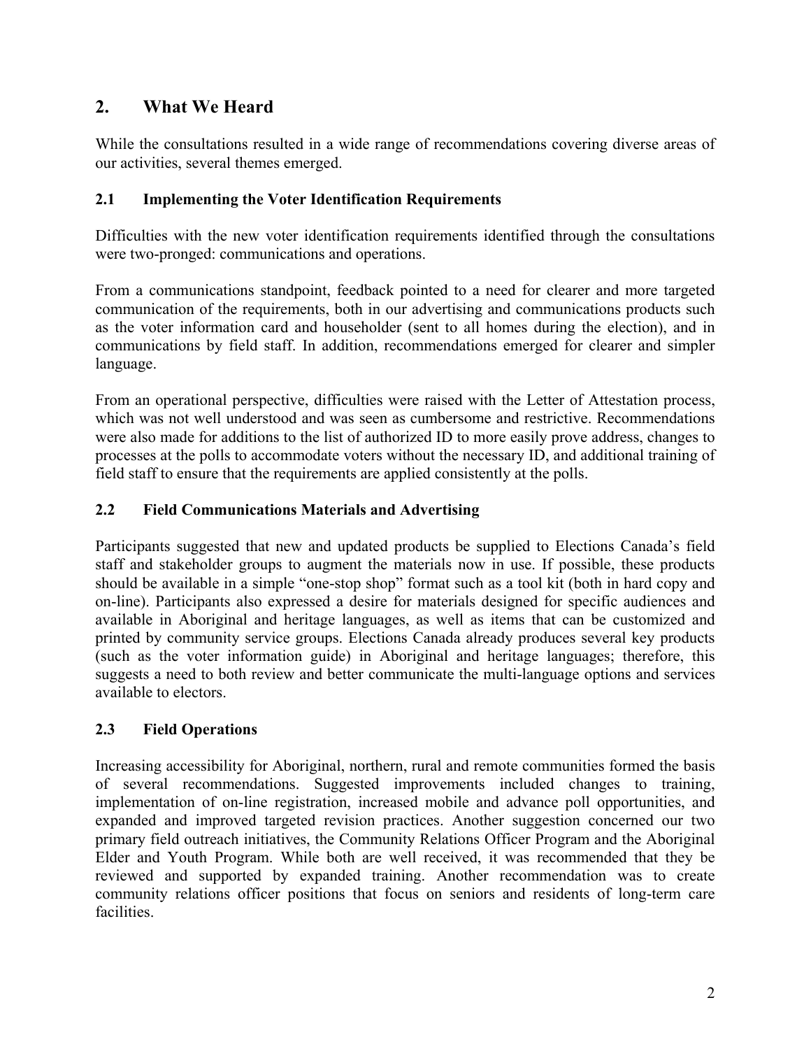## 2. What We Heard

While the consultations resulted in a wide range of recommendations covering diverse areas of our activities, several themes emerged.

### 2.1 Implementing the Voter Identification Requirements

Difficulties with the new voter identification requirements identified through the consultations were two-pronged: communications and operations.

From a communications standpoint, feedback pointed to a need for clearer and more targeted communication of the requirements, both in our advertising and communications products such as the voter information card and householder (sent to all homes during the election), and in communications by field staff. In addition, recommendations emerged for clearer and simpler language.

From an operational perspective, difficulties were raised with the Letter of Attestation process, which was not well understood and was seen as cumbersome and restrictive. Recommendations were also made for additions to the list of authorized ID to more easily prove address, changes to processes at the polls to accommodate voters without the necessary ID, and additional training of field staff to ensure that the requirements are applied consistently at the polls.

### 2.2 Field Communications Materials and Advertising

Participants suggested that new and updated products be supplied to Elections Canada's field staff and stakeholder groups to augment the materials now in use. If possible, these products should be available in a simple "one-stop shop" format such as a tool kit (both in hard copy and on-line). Participants also expressed a desire for materials designed for specific audiences and available in Aboriginal and heritage languages, as well as items that can be customized and printed by community service groups. Elections Canada already produces several key products (such as the voter information guide) in Aboriginal and heritage languages; therefore, this suggests a need to both review and better communicate the multi-language options and services available to electors.

### 2.3 Field Operations

Increasing accessibility for Aboriginal, northern, rural and remote communities formed the basis of several recommendations. Suggested improvements included changes to training, implementation of on-line registration, increased mobile and advance poll opportunities, and expanded and improved targeted revision practices. Another suggestion concerned our two primary field outreach initiatives, the Community Relations Officer Program and the Aboriginal Elder and Youth Program. While both are well received, it was recommended that they be reviewed and supported by expanded training. Another recommendation was to create community relations officer positions that focus on seniors and residents of long-term care facilities.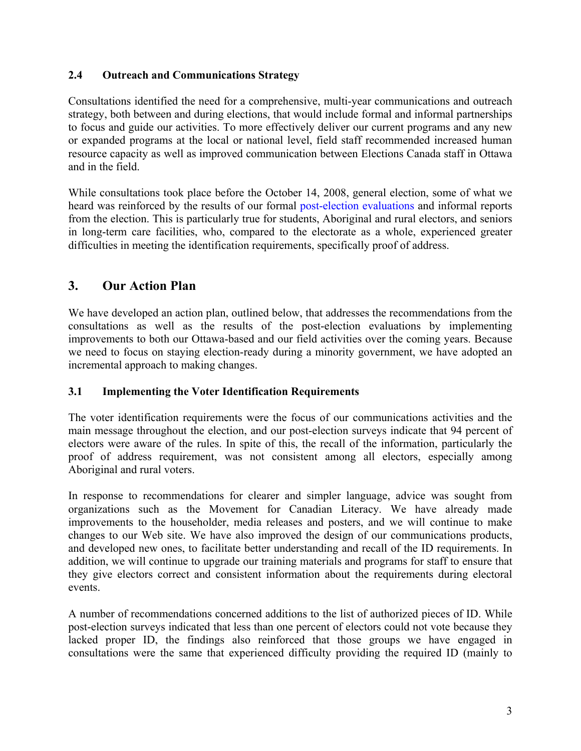### 2.4 Outreach and Communications Strategy

Consultations identified the need for a comprehensive, multi-year communications and outreach strategy, both between and during elections, that would include formal and informal partnerships to focus and guide our activities. To more effectively deliver our current programs and any new or expanded programs at the local or national level, field staff recommended increased human resource capacity as well as improved communication between Elections Canada staff in Ottawa and in the field.

While consultations took place before the October 14, 2008, general election, some of what we heard was reinforced by the results of our formal post-election evaluations and informal reports from the election. This is particularly true for students, Aboriginal and rural electors, and seniors in long-term care facilities, who, compared to the electorate as a whole, experienced greater difficulties in meeting the identification requirements, specifically proof of address.

## 3. Our Action Plan

We have developed an action plan, outlined below, that addresses the recommendations from the consultations as well as the results of the post-election evaluations by implementing improvements to both our Ottawa-based and our field activities over the coming years. Because we need to focus on staying election-ready during a minority government, we have adopted an incremental approach to making changes.

### 3.1 Implementing the Voter Identification Requirements

The voter identification requirements were the focus of our communications activities and the main message throughout the election, and our post-election surveys indicate that 94 percent of electors were aware of the rules. In spite of this, the recall of the information, particularly the proof of address requirement, was not consistent among all electors, especially among Aboriginal and rural voters.

In response to recommendations for clearer and simpler language, advice was sought from organizations such as the Movement for Canadian Literacy. We have already made improvements to the householder, media releases and posters, and we will continue to make changes to our Web site. We have also improved the design of our communications products, and developed new ones, to facilitate better understanding and recall of the ID requirements. In addition, we will continue to upgrade our training materials and programs for staff to ensure that they give electors correct and consistent information about the requirements during electoral events.

A number of recommendations concerned additions to the list of authorized pieces of ID. While post-election surveys indicated that less than one percent of electors could not vote because they lacked proper ID, the findings also reinforced that those groups we have engaged in consultations were the same that experienced difficulty providing the required ID (mainly to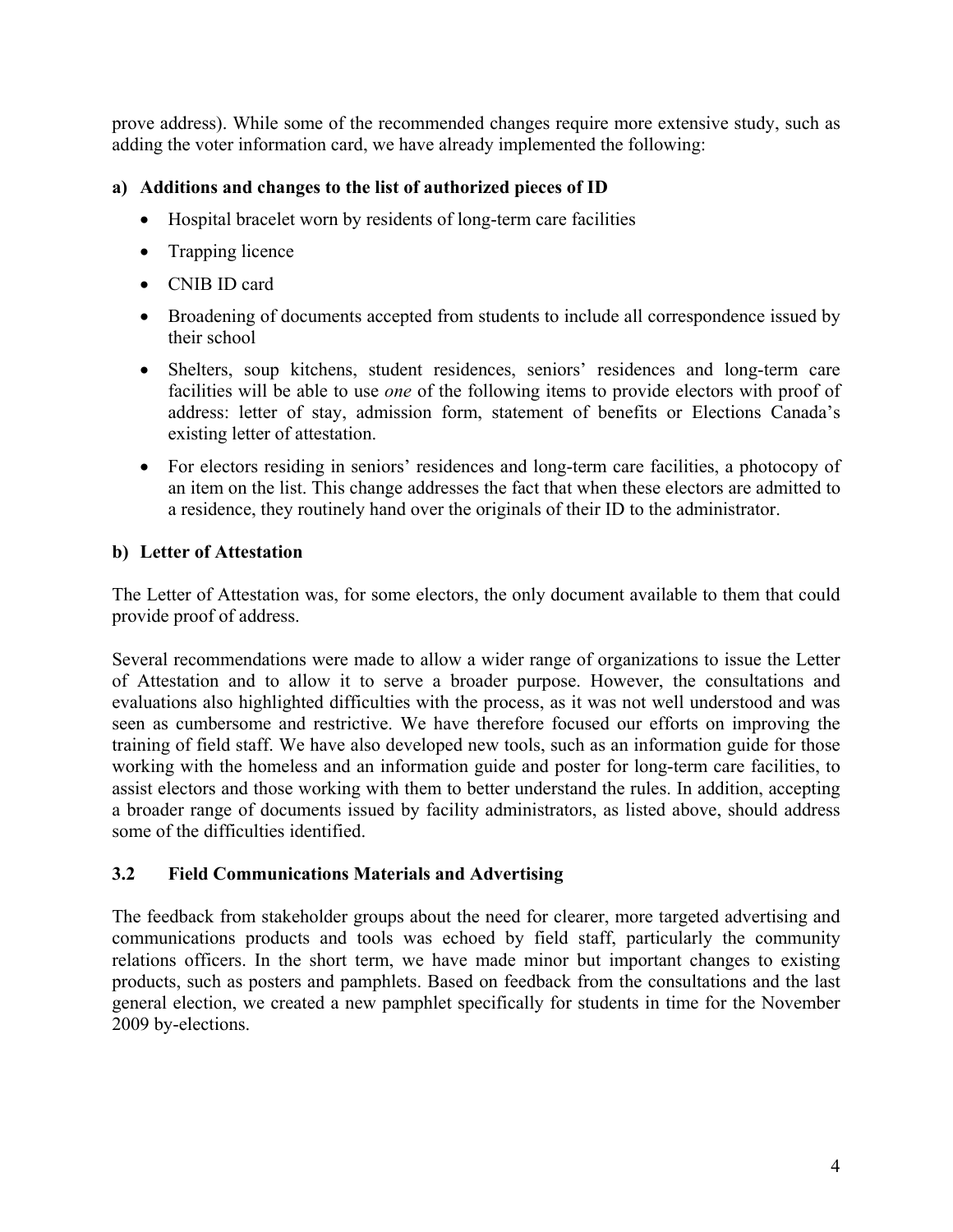prove address). While some of the recommended changes require more extensive study, such as adding the voter information card, we have already implemented the following:

**a) Additions and changes to the list of authorized pieces of ID**

- Hospital bracelet worn by residents of long-term care facilities
- Trapping licence
- CNIB ID card
- Broadening of documents accepted from students to include all correspondence issued by their school
- Shelters, soup kitchens, student residences, seniors' residences and long-term care facilities will be able to use *one* of the following items to provide electors with proof of address: letter of stay, admission form, statement of benefits or Elections Canada's existing letter of attestation.
- For electors residing in seniors' residences and long-term care facilities, a photocopy of an item on the list. This change addresses the fact that when these electors are admitted to a residence, they routinely hand over the originals of their ID to the administrator.

**b) Letter of Attestation**

The Letter of Attestation was, for some electors, the only document available to them that could provide proof of address.

Several recommendations were made to allow a wider range of organizations to issue the Letter of Attestation and to allow it to serve a broader purpose. However, the consultations and evaluations also highlighted difficulties with the process, as it was not well understood and was seen as cumbersome and restrictive. We have therefore focused our efforts on improving the training of field staff. We have also developed new tools, such as an information guide for those working with the homeless and an information guide and poster for long-term care facilities, to assist electors and those working with them to better understand the rules. In addition, accepting a broader range of documents issued by facility administrators, as listed above, should address some of the difficulties identified.

### 3.2 Field Communications Materials and Advertising

The feedback from stakeholder groups about the need for clearer, more targeted advertising and communications products and tools was echoed by field staff, particularly the community relations officers. In the short term, we have made minor but important changes to existing products, such as posters and pamphlets. Based on feedback from the consultations and the last general election, we created a new pamphlet specifically for students in time for the November 2009 by-elections.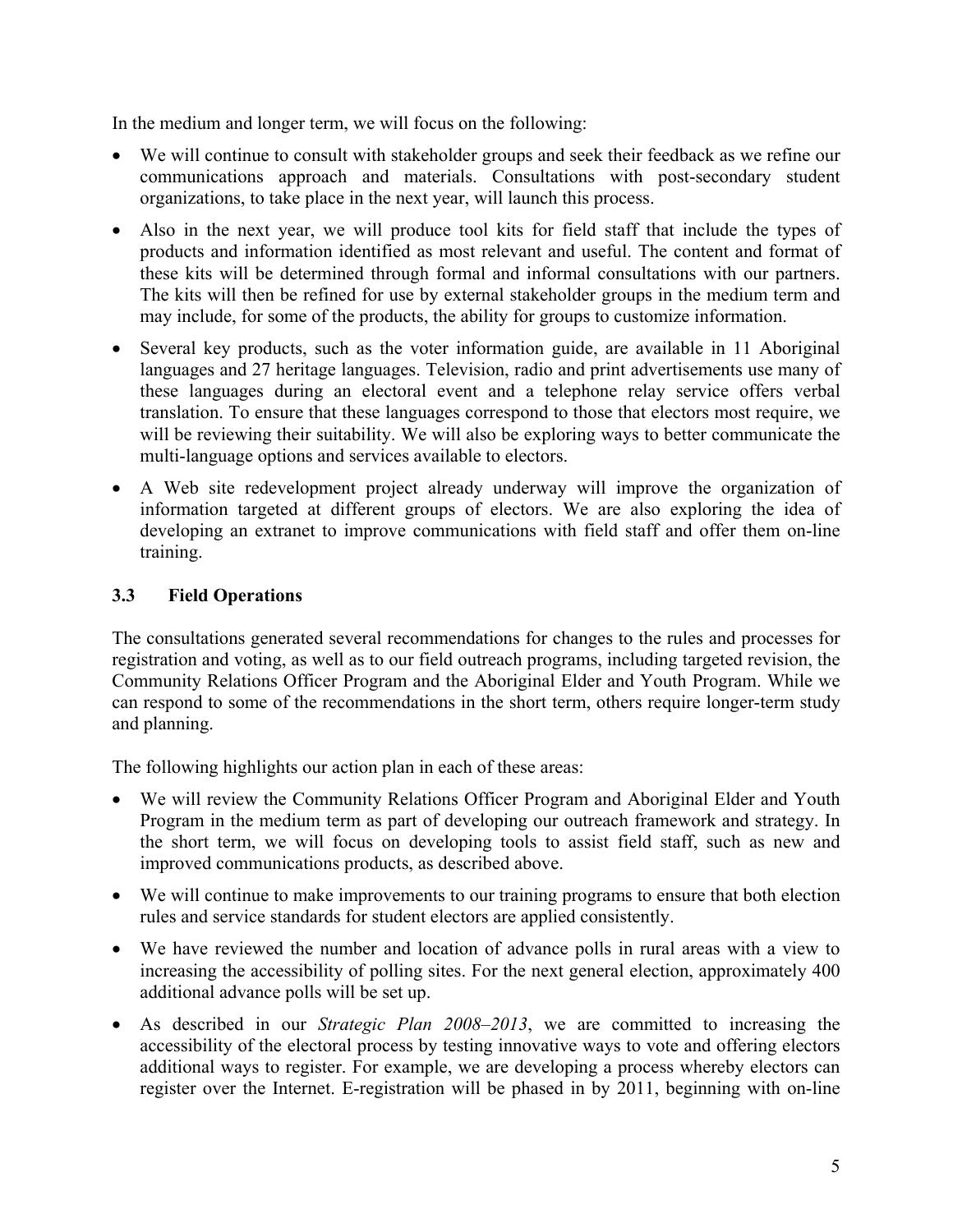In the medium and longer term, we will focus on the following:

- We will continue to consult with stakeholder groups and seek their feedback as we refine our communications approach and materials. Consultations with post-secondary student organizations, to take place in the next year, will launch this process.
- Also in the next year, we will produce tool kits for field staff that include the types of products and information identified as most relevant and useful. The content and format of these kits will be determined through formal and informal consultations with our partners. The kits will then be refined for use by external stakeholder groups in the medium term and may include, for some of the products, the ability for groups to customize information.
- Several key products, such as the voter information guide, are available in 11 Aboriginal languages and 27 heritage languages. Television, radio and print advertisements use many of these languages during an electoral event and a telephone relay service offers verbal translation. To ensure that these languages correspond to those that electors most require, we will be reviewing their suitability. We will also be exploring ways to better communicate the multi-language options and services available to electors.
- A Web site redevelopment project already underway will improve the organization of information targeted at different groups of electors. We are also exploring the idea of developing an extranet to improve communications with field staff and offer them on-line training.

### 3.3 Field Operations

The consultations generated several recommendations for changes to the rules and processes for registration and voting, as well as to our field outreach programs, including targeted revision, the Community Relations Officer Program and the Aboriginal Elder and Youth Program. While we can respond to some of the recommendations in the short term, others require longer-term study and planning.

The following highlights our action plan in each of these areas:

- We will review the Community Relations Officer Program and Aboriginal Elder and Youth Program in the medium term as part of developing our outreach framework and strategy. In the short term, we will focus on developing tools to assist field staff, such as new and improved communications products, as described above.
- We will continue to make improvements to our training programs to ensure that both election rules and service standards for student electors are applied consistently.
- We have reviewed the number and location of advance polls in rural areas with a view to increasing the accessibility of polling sites. For the next general election, approximately 400 additional advance polls will be set up.
- As described in our *Strategic Plan 2008–2013*, we are committed to increasing the accessibility of the electoral process by testing innovative ways to vote and offering electors additional ways to register. For example, we are developing a process whereby electors can register over the Internet. E-registration will be phased in by 2011, beginning with on-line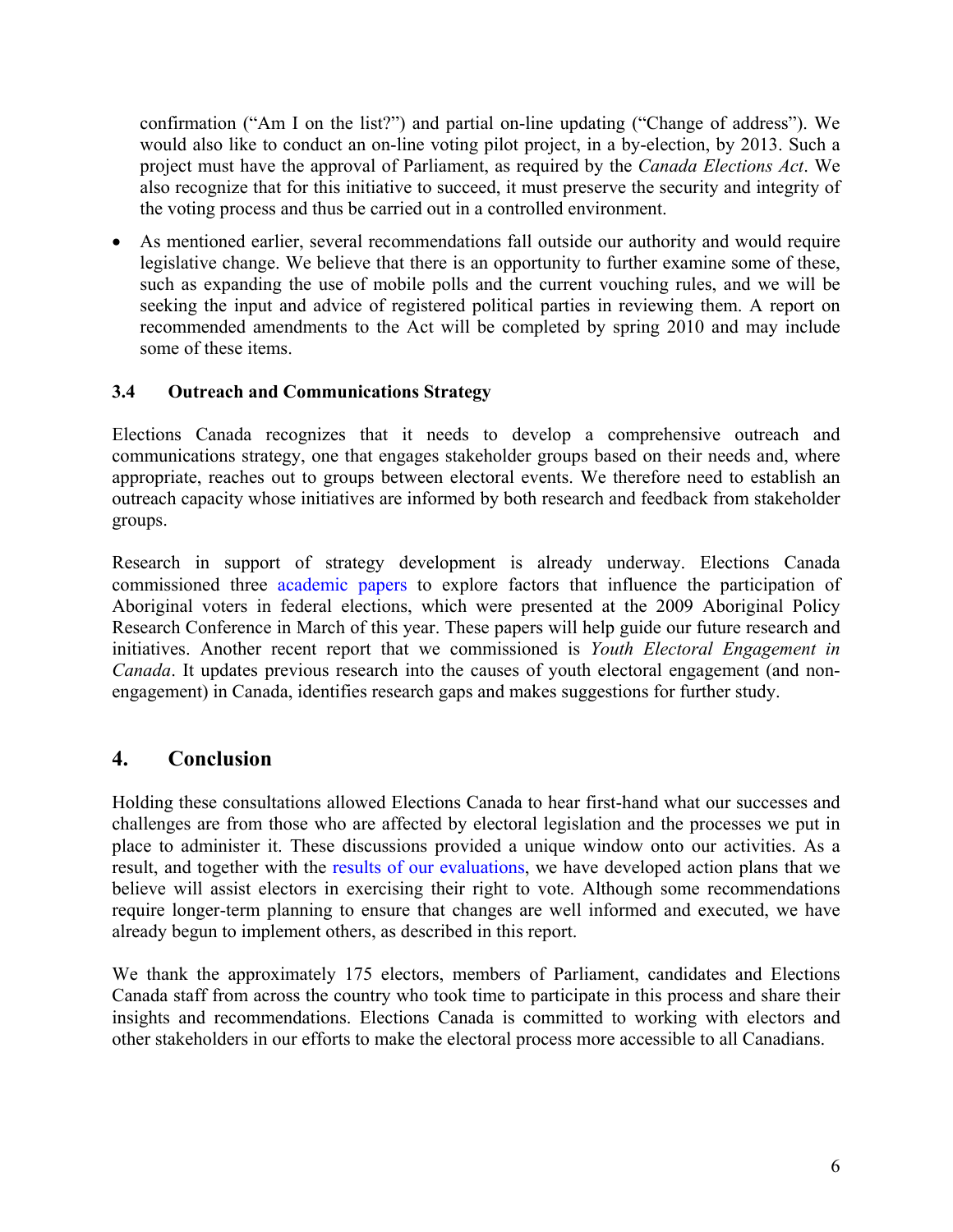confirmation ("Am I on the list?") and partial on-line updating ("Change of address"). We would also like to conduct an on-line voting pilot project, in a by-election, by 2013. Such a project must have the approval of Parliament, as required by the *Canada Elections Act*. We also recognize that for this initiative to succeed, it must preserve the security and integrity of the voting process and thus be carried out in a controlled environment.

- As mentioned earlier, several recommendations fall outside our authority and would require legislative change. We believe that there is an opportunity to further examine some of these, such as expanding the use of mobile polls and the current vouching rules, and we will be seeking the input and advice of registered political parties in reviewing them. A report on recommended amendments to the Act will be completed by spring 2010 and may include some of these items.

### 3.4 Outreach and Communications Strategy

Elections Canada recognizes that it needs to develop a comprehensive outreach and communications strategy, one that engages stakeholder groups based on their needs and, where appropriate, reaches out to groups between electoral events. We therefore need to establish an outreach capacity whose initiatives are informed by both research and feedback from stakeholder groups.

Research in support of strategy development is already underway. Elections Canada commissioned three academic papers to explore factors that influence the participation of Aboriginal voters in federal elections, which were presented at the 2009 Aboriginal Policy Research Conference in March of this year. These papers will help guide our future research and initiatives. Another recent report that we commissioned is *Youth Electoral Engagement in Canada*. It updates previous research into the causes of youth electoral engagement (and non-engagement) in Canada, identifies research gaps and makes suggestions for further study.

## 4. Conclusion

Holding these consultations allowed Elections Canada to hear first-hand what our successes and challenges are from those who are affected by electoral legislation and the processes we put in place to administer it. These discussions provided a unique window onto our activities. As a result, and together with the results of our evaluations, we have developed action plans that we believe will assist electors in exercising their right to vote. Although some recommendations require longer-term planning to ensure that changes are well informed and executed, we have already begun to implement others, as described in this report.

We thank the approximately 175 electors, members of Parliament, candidates and Elections Canada staff from across the country who took time to participate in this process and share their insights and recommendations. Elections Canada is committed to working with electors and other stakeholders in our efforts to make the electoral process more accessible to all Canadians.